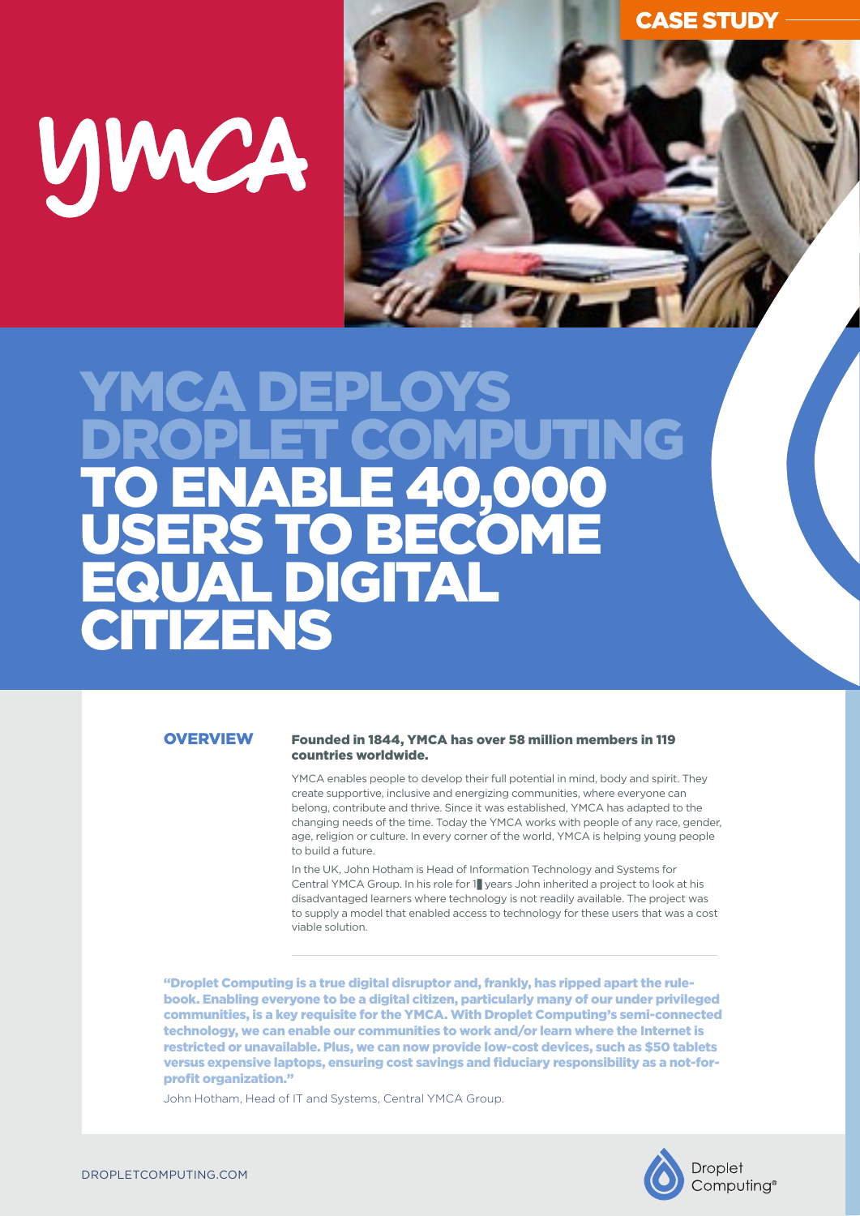CASE STUDY

YMCA

# YMCA DEPLOYS DROPLET COMPUTING TO ENABLE 40,000 USERS TO BECOME EQUAL DIGITAL CITIZENS

## OVERVIEW

**Founded in 1844, YMCA has over 58 million members in 119 countries worldwide.**

YMCA enables people to develop their full potential in mind, body and spirit. They create supportive, inclusive and energizing communities, where everyone can belong, contribute and thrive. Since it was established, YMCA has adapted to the changing needs of the time. Today the YMCA works with people of any race, gender, age, religion or culture. In every corner of the world, YMCA is helping young people to build a future.

In the UK, John Hotham is Head of Information Technology and Systems for Central YMCA Group. In his role for 1█ years John inherited a project to look at his disadvantaged learners where technology is not readily available. The project was to supply a model that enabled access to technology for these users that was a cost viable solution.

**"Droplet Computing is a true digital disruptor and, frankly, has ripped apart the rule-book. Enabling everyone to be a digital citizen, particularly many of our under privileged communities, is a key requisite for the YMCA. With Droplet Computing's semi-connected technology, we can enable our communities to work and/or learn where the Internet is restricted or unavailable. Plus, we can now provide low-cost devices, such as $50 tablets versus expensive laptops, ensuring cost savings and fiduciary responsibility as a not-for-profit organization."**

John Hotham, Head of IT and Systems, Central YMCA Group.

DROPLETCOMPUTING.COM

Droplet Computing®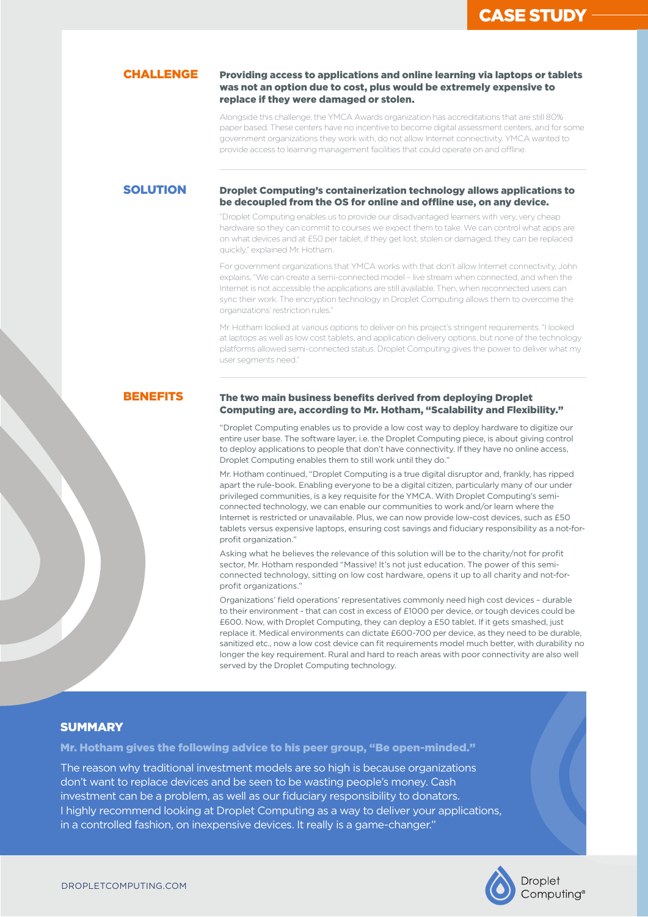## CHALLENGE

**Providing access to applications and online learning via laptops or tablets was not an option due to cost, plus would be extremely expensive to replace if they were damaged or stolen.**

Alongside this challenge, the YMCA Awards organization has accreditations that are still 80% paper based. These centers have no incentive to become digital assessment centers, and for some government organizations they work with, do not allow Internet connectivity. YMCA wanted to provide access to learning management facilities that could operate on and offline.

## SOLUTION

**Droplet Computing's containerization technology allows applications to be decoupled from the OS for online and offline use, on any device.**

"Droplet Computing enables us to provide our disadvantaged learners with very, very cheap hardware so they can commit to courses we expect them to take. We can control what apps are on what devices and at £50 per tablet, if they get lost, stolen or damaged, they can be replaced quickly," explained Mr. Hotham.

For government organizations that YMCA works with that don't allow Internet connectivity, John explains, "We can create a semi-connected model – live stream when connected, and when the Internet is not accessible the applications are still available. Then, when reconnected users can sync their work. The encryption technology in Droplet Computing allows them to overcome the organizations' restriction rules."

Mr. Hotham looked at various options to deliver on his project's stringent requirements. "I looked at laptops as well as low cost tablets, and application delivery options, but none of the technology platforms allowed semi-connected status. Droplet Computing gives the power to deliver what my user segments need."

## BENEFITS

**The two main business benefits derived from deploying Droplet Computing are, according to Mr. Hotham, "Scalability and Flexibility."**

"Droplet Computing enables us to provide a low cost way to deploy hardware to digitize our entire user base. The software layer, i.e. the Droplet Computing piece, is about giving control to deploy applications to people that don't have connectivity. If they have no online access, Droplet Computing enables them to still work until they do."

Mr. Hotham continued, "Droplet Computing is a true digital disruptor and, frankly, has ripped apart the rule-book. Enabling everyone to be a digital citizen, particularly many of our under privileged communities, is a key requisite for the YMCA. With Droplet Computing's semi-connected technology, we can enable our communities to work and/or learn where the Internet is restricted or unavailable. Plus, we can now provide low-cost devices, such as £50 tablets versus expensive laptops, ensuring cost savings and fiduciary responsibility as a not-for-profit organization."

Asking what he believes the relevance of this solution will be to the charity/not for profit sector, Mr. Hotham responded "Massive! It's not just education. The power of this semi-connected technology, sitting on low cost hardware, opens it up to all charity and not-for-profit organizations."

Organizations' field operations' representatives commonly need high cost devices – durable to their environment - that can cost in excess of £1000 per device, or tough devices could be £600. Now, with Droplet Computing, they can deploy a £50 tablet. If it gets smashed, just replace it. Medical environments can dictate £600-700 per device, as they need to be durable, sanitized etc., now a low cost device can fit requirements model much better, with durability no longer the key requirement. Rural and hard to reach areas with poor connectivity are also well served by the Droplet Computing technology.

## SUMMARY

**Mr. Hotham gives the following advice to his peer group, "Be open-minded."**

The reason why traditional investment models are so high is because organizations don't want to replace devices and be seen to be wasting people's money. Cash investment can be a problem, as well as our fiduciary responsibility to donators. I highly recommend looking at Droplet Computing as a way to deliver your applications, in a controlled fashion, on inexpensive devices. It really is a game-changer."

DROPLETCOMPUTING.COM

Droplet Computing®